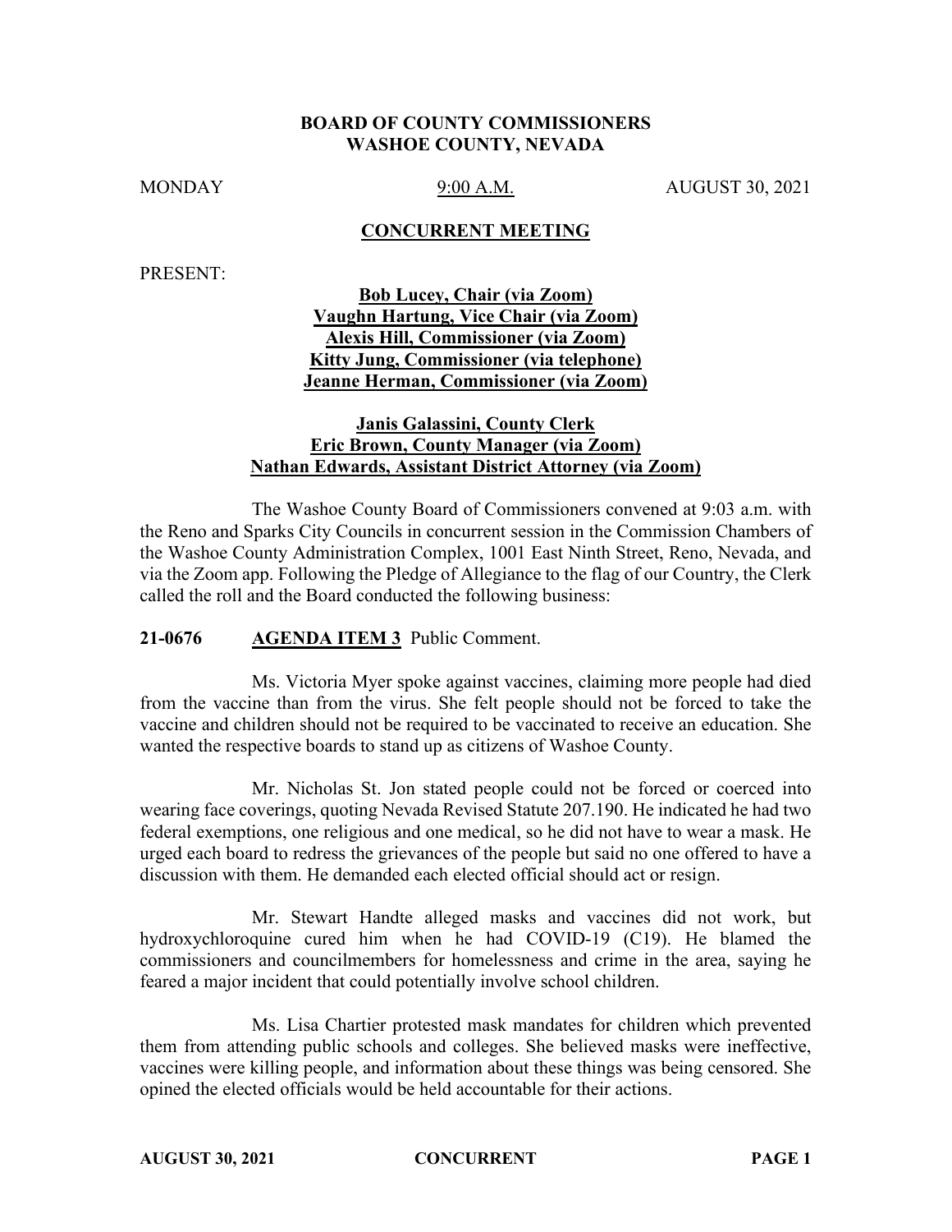**BOARD OF COUNTY COMMISSIONERS**
**WASHOE COUNTY, NEVADA**

MONDAY 9:00 A.M. AUGUST 30, 2021

**CONCURRENT MEETING**

PRESENT:

**Bob Lucey, Chair (via Zoom)**
**Vaughn Hartung, Vice Chair (via Zoom)**
**Alexis Hill, Commissioner (via Zoom)**
**Kitty Jung, Commissioner (via telephone)**
**Jeanne Herman, Commissioner (via Zoom)**

**Janis Galassini, County Clerk**
**Eric Brown, County Manager (via Zoom)**
**Nathan Edwards, Assistant District Attorney (via Zoom)**

The Washoe County Board of Commissioners convened at 9:03 a.m. with the Reno and Sparks City Councils in concurrent session in the Commission Chambers of the Washoe County Administration Complex, 1001 East Ninth Street, Reno, Nevada, and via the Zoom app. Following the Pledge of Allegiance to the flag of our Country, the Clerk called the roll and the Board conducted the following business:

**21-0676 AGENDA ITEM 3** Public Comment.

Ms. Victoria Myer spoke against vaccines, claiming more people had died from the vaccine than from the virus. She felt people should not be forced to take the vaccine and children should not be required to be vaccinated to receive an education. She wanted the respective boards to stand up as citizens of Washoe County.

Mr. Nicholas St. Jon stated people could not be forced or coerced into wearing face coverings, quoting Nevada Revised Statute 207.190. He indicated he had two federal exemptions, one religious and one medical, so he did not have to wear a mask. He urged each board to redress the grievances of the people but said no one offered to have a discussion with them. He demanded each elected official should act or resign.

Mr. Stewart Handte alleged masks and vaccines did not work, but hydroxychloroquine cured him when he had COVID-19 (C19). He blamed the commissioners and councilmembers for homelessness and crime in the area, saying he feared a major incident that could potentially involve school children.

Ms. Lisa Chartier protested mask mandates for children which prevented them from attending public schools and colleges. She believed masks were ineffective, vaccines were killing people, and information about these things was being censored. She opined the elected officials would be held accountable for their actions.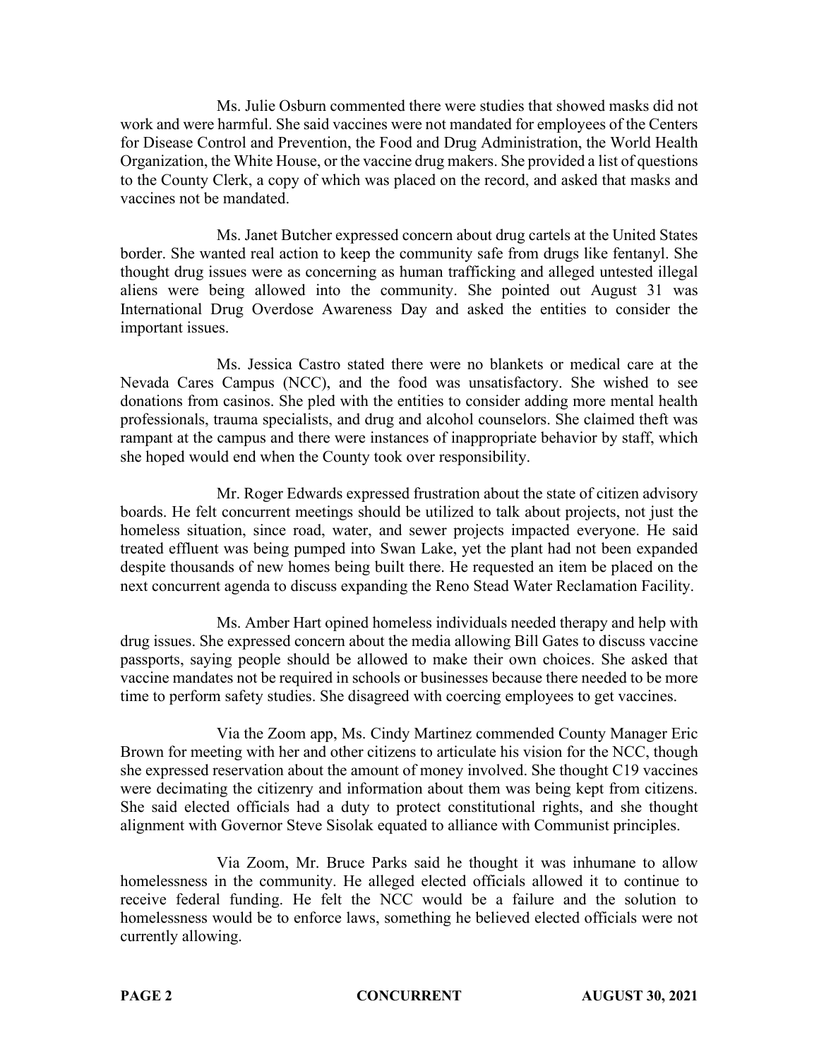Ms. Julie Osburn commented there were studies that showed masks did not work and were harmful. She said vaccines were not mandated for employees of the Centers for Disease Control and Prevention, the Food and Drug Administration, the World Health Organization, the White House, or the vaccine drug makers. She provided a list of questions to the County Clerk, a copy of which was placed on the record, and asked that masks and vaccines not be mandated.

Ms. Janet Butcher expressed concern about drug cartels at the United States border. She wanted real action to keep the community safe from drugs like fentanyl. She thought drug issues were as concerning as human trafficking and alleged untested illegal aliens were being allowed into the community. She pointed out August 31 was International Drug Overdose Awareness Day and asked the entities to consider the important issues.

Ms. Jessica Castro stated there were no blankets or medical care at the Nevada Cares Campus (NCC), and the food was unsatisfactory. She wished to see donations from casinos. She pled with the entities to consider adding more mental health professionals, trauma specialists, and drug and alcohol counselors. She claimed theft was rampant at the campus and there were instances of inappropriate behavior by staff, which she hoped would end when the County took over responsibility.

Mr. Roger Edwards expressed frustration about the state of citizen advisory boards. He felt concurrent meetings should be utilized to talk about projects, not just the homeless situation, since road, water, and sewer projects impacted everyone. He said treated effluent was being pumped into Swan Lake, yet the plant had not been expanded despite thousands of new homes being built there. He requested an item be placed on the next concurrent agenda to discuss expanding the Reno Stead Water Reclamation Facility.

Ms. Amber Hart opined homeless individuals needed therapy and help with drug issues. She expressed concern about the media allowing Bill Gates to discuss vaccine passports, saying people should be allowed to make their own choices. She asked that vaccine mandates not be required in schools or businesses because there needed to be more time to perform safety studies. She disagreed with coercing employees to get vaccines.

Via the Zoom app, Ms. Cindy Martinez commended County Manager Eric Brown for meeting with her and other citizens to articulate his vision for the NCC, though she expressed reservation about the amount of money involved. She thought C19 vaccines were decimating the citizenry and information about them was being kept from citizens. She said elected officials had a duty to protect constitutional rights, and she thought alignment with Governor Steve Sisolak equated to alliance with Communist principles.

Via Zoom, Mr. Bruce Parks said he thought it was inhumane to allow homelessness in the community. He alleged elected officials allowed it to continue to receive federal funding. He felt the NCC would be a failure and the solution to homelessness would be to enforce laws, something he believed elected officials were not currently allowing.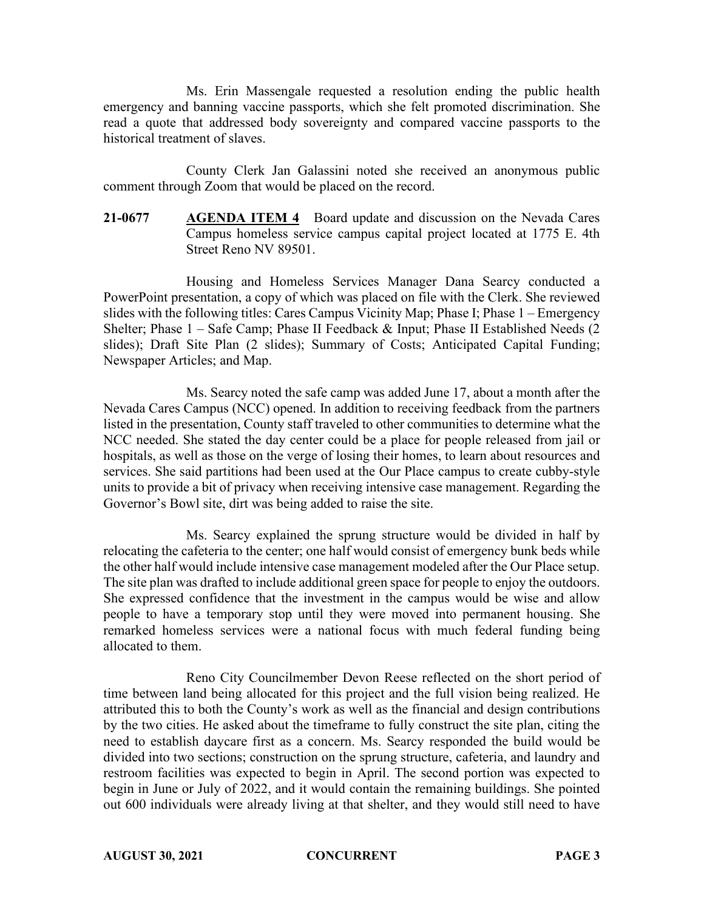Ms. Erin Massengale requested a resolution ending the public health emergency and banning vaccine passports, which she felt promoted discrimination. She read a quote that addressed body sovereignty and compared vaccine passports to the historical treatment of slaves.

County Clerk Jan Galassini noted she received an anonymous public comment through Zoom that would be placed on the record.

**21-0677** **AGENDA ITEM 4** Board update and discussion on the Nevada Cares Campus homeless service campus capital project located at 1775 E. 4th Street Reno NV 89501.

Housing and Homeless Services Manager Dana Searcy conducted a PowerPoint presentation, a copy of which was placed on file with the Clerk. She reviewed slides with the following titles: Cares Campus Vicinity Map; Phase I; Phase 1 – Emergency Shelter; Phase 1 – Safe Camp; Phase II Feedback & Input; Phase II Established Needs (2 slides); Draft Site Plan (2 slides); Summary of Costs; Anticipated Capital Funding; Newspaper Articles; and Map.

Ms. Searcy noted the safe camp was added June 17, about a month after the Nevada Cares Campus (NCC) opened. In addition to receiving feedback from the partners listed in the presentation, County staff traveled to other communities to determine what the NCC needed. She stated the day center could be a place for people released from jail or hospitals, as well as those on the verge of losing their homes, to learn about resources and services. She said partitions had been used at the Our Place campus to create cubby-style units to provide a bit of privacy when receiving intensive case management. Regarding the Governor's Bowl site, dirt was being added to raise the site.

Ms. Searcy explained the sprung structure would be divided in half by relocating the cafeteria to the center; one half would consist of emergency bunk beds while the other half would include intensive case management modeled after the Our Place setup. The site plan was drafted to include additional green space for people to enjoy the outdoors. She expressed confidence that the investment in the campus would be wise and allow people to have a temporary stop until they were moved into permanent housing. She remarked homeless services were a national focus with much federal funding being allocated to them.

Reno City Councilmember Devon Reese reflected on the short period of time between land being allocated for this project and the full vision being realized. He attributed this to both the County's work as well as the financial and design contributions by the two cities. He asked about the timeframe to fully construct the site plan, citing the need to establish daycare first as a concern. Ms. Searcy responded the build would be divided into two sections; construction on the sprung structure, cafeteria, and laundry and restroom facilities was expected to begin in April. The second portion was expected to begin in June or July of 2022, and it would contain the remaining buildings. She pointed out 600 individuals were already living at that shelter, and they would still need to have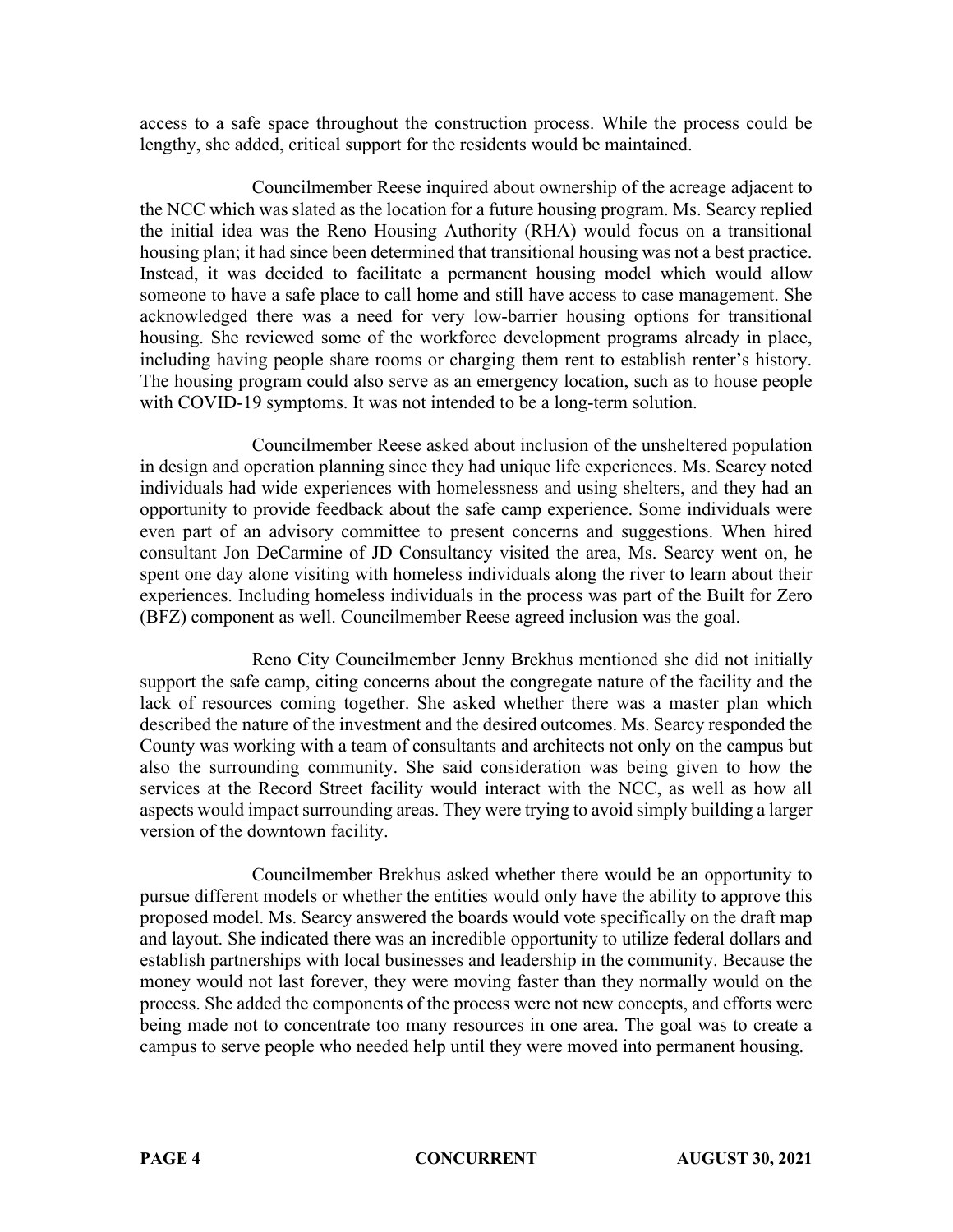access to a safe space throughout the construction process. While the process could be lengthy, she added, critical support for the residents would be maintained.

Councilmember Reese inquired about ownership of the acreage adjacent to the NCC which was slated as the location for a future housing program. Ms. Searcy replied the initial idea was the Reno Housing Authority (RHA) would focus on a transitional housing plan; it had since been determined that transitional housing was not a best practice. Instead, it was decided to facilitate a permanent housing model which would allow someone to have a safe place to call home and still have access to case management. She acknowledged there was a need for very low-barrier housing options for transitional housing. She reviewed some of the workforce development programs already in place, including having people share rooms or charging them rent to establish renter's history. The housing program could also serve as an emergency location, such as to house people with COVID-19 symptoms. It was not intended to be a long-term solution.

Councilmember Reese asked about inclusion of the unsheltered population in design and operation planning since they had unique life experiences. Ms. Searcy noted individuals had wide experiences with homelessness and using shelters, and they had an opportunity to provide feedback about the safe camp experience. Some individuals were even part of an advisory committee to present concerns and suggestions. When hired consultant Jon DeCarmine of JD Consultancy visited the area, Ms. Searcy went on, he spent one day alone visiting with homeless individuals along the river to learn about their experiences. Including homeless individuals in the process was part of the Built for Zero (BFZ) component as well. Councilmember Reese agreed inclusion was the goal.

Reno City Councilmember Jenny Brekhus mentioned she did not initially support the safe camp, citing concerns about the congregate nature of the facility and the lack of resources coming together. She asked whether there was a master plan which described the nature of the investment and the desired outcomes. Ms. Searcy responded the County was working with a team of consultants and architects not only on the campus but also the surrounding community. She said consideration was being given to how the services at the Record Street facility would interact with the NCC, as well as how all aspects would impact surrounding areas. They were trying to avoid simply building a larger version of the downtown facility.

Councilmember Brekhus asked whether there would be an opportunity to pursue different models or whether the entities would only have the ability to approve this proposed model. Ms. Searcy answered the boards would vote specifically on the draft map and layout. She indicated there was an incredible opportunity to utilize federal dollars and establish partnerships with local businesses and leadership in the community. Because the money would not last forever, they were moving faster than they normally would on the process. She added the components of the process were not new concepts, and efforts were being made not to concentrate too many resources in one area. The goal was to create a campus to serve people who needed help until they were moved into permanent housing.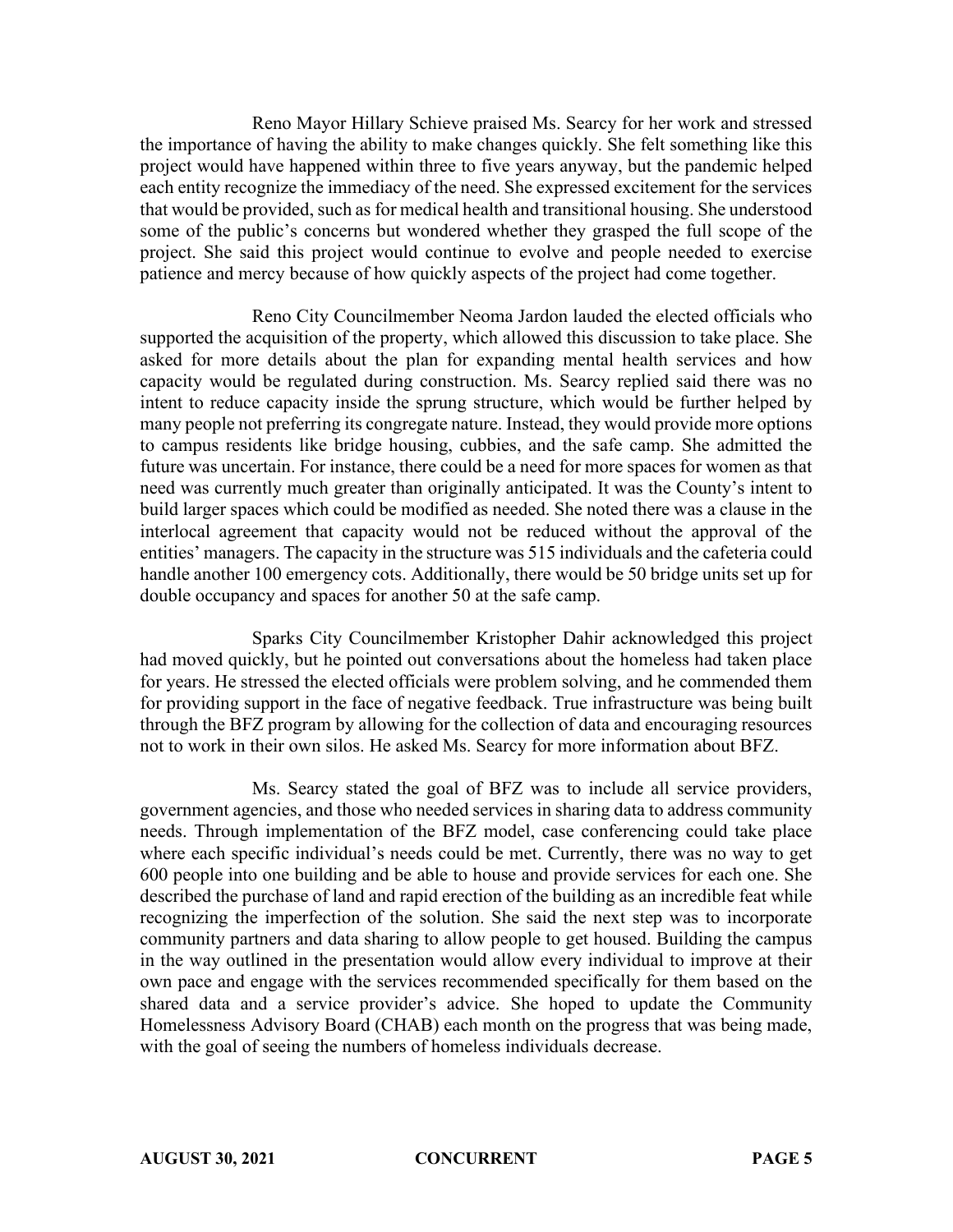Reno Mayor Hillary Schieve praised Ms. Searcy for her work and stressed the importance of having the ability to make changes quickly. She felt something like this project would have happened within three to five years anyway, but the pandemic helped each entity recognize the immediacy of the need. She expressed excitement for the services that would be provided, such as for medical health and transitional housing. She understood some of the public's concerns but wondered whether they grasped the full scope of the project. She said this project would continue to evolve and people needed to exercise patience and mercy because of how quickly aspects of the project had come together.

Reno City Councilmember Neoma Jardon lauded the elected officials who supported the acquisition of the property, which allowed this discussion to take place. She asked for more details about the plan for expanding mental health services and how capacity would be regulated during construction. Ms. Searcy replied said there was no intent to reduce capacity inside the sprung structure, which would be further helped by many people not preferring its congregate nature. Instead, they would provide more options to campus residents like bridge housing, cubbies, and the safe camp. She admitted the future was uncertain. For instance, there could be a need for more spaces for women as that need was currently much greater than originally anticipated. It was the County's intent to build larger spaces which could be modified as needed. She noted there was a clause in the interlocal agreement that capacity would not be reduced without the approval of the entities' managers. The capacity in the structure was 515 individuals and the cafeteria could handle another 100 emergency cots. Additionally, there would be 50 bridge units set up for double occupancy and spaces for another 50 at the safe camp.

Sparks City Councilmember Kristopher Dahir acknowledged this project had moved quickly, but he pointed out conversations about the homeless had taken place for years. He stressed the elected officials were problem solving, and he commended them for providing support in the face of negative feedback. True infrastructure was being built through the BFZ program by allowing for the collection of data and encouraging resources not to work in their own silos. He asked Ms. Searcy for more information about BFZ.

Ms. Searcy stated the goal of BFZ was to include all service providers, government agencies, and those who needed services in sharing data to address community needs. Through implementation of the BFZ model, case conferencing could take place where each specific individual's needs could be met. Currently, there was no way to get 600 people into one building and be able to house and provide services for each one. She described the purchase of land and rapid erection of the building as an incredible feat while recognizing the imperfection of the solution. She said the next step was to incorporate community partners and data sharing to allow people to get housed. Building the campus in the way outlined in the presentation would allow every individual to improve at their own pace and engage with the services recommended specifically for them based on the shared data and a service provider's advice. She hoped to update the Community Homelessness Advisory Board (CHAB) each month on the progress that was being made, with the goal of seeing the numbers of homeless individuals decrease.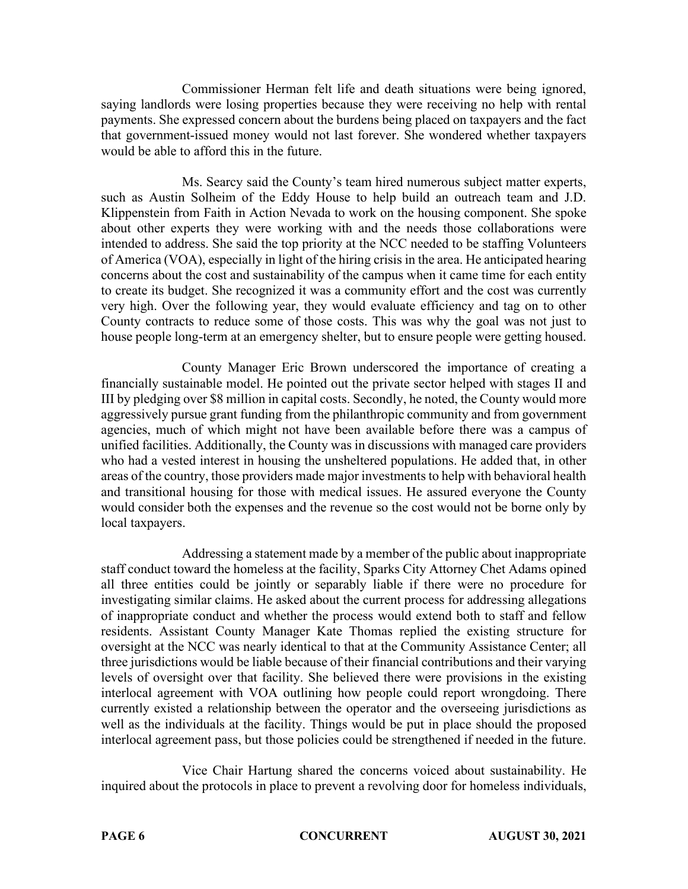Commissioner Herman felt life and death situations were being ignored, saying landlords were losing properties because they were receiving no help with rental payments. She expressed concern about the burdens being placed on taxpayers and the fact that government-issued money would not last forever. She wondered whether taxpayers would be able to afford this in the future.

Ms. Searcy said the County's team hired numerous subject matter experts, such as Austin Solheim of the Eddy House to help build an outreach team and J.D. Klippenstein from Faith in Action Nevada to work on the housing component. She spoke about other experts they were working with and the needs those collaborations were intended to address. She said the top priority at the NCC needed to be staffing Volunteers of America (VOA), especially in light of the hiring crisis in the area. He anticipated hearing concerns about the cost and sustainability of the campus when it came time for each entity to create its budget. She recognized it was a community effort and the cost was currently very high. Over the following year, they would evaluate efficiency and tag on to other County contracts to reduce some of those costs. This was why the goal was not just to house people long-term at an emergency shelter, but to ensure people were getting housed.

County Manager Eric Brown underscored the importance of creating a financially sustainable model. He pointed out the private sector helped with stages II and III by pledging over $8 million in capital costs. Secondly, he noted, the County would more aggressively pursue grant funding from the philanthropic community and from government agencies, much of which might not have been available before there was a campus of unified facilities. Additionally, the County was in discussions with managed care providers who had a vested interest in housing the unsheltered populations. He added that, in other areas of the country, those providers made major investments to help with behavioral health and transitional housing for those with medical issues. He assured everyone the County would consider both the expenses and the revenue so the cost would not be borne only by local taxpayers.

Addressing a statement made by a member of the public about inappropriate staff conduct toward the homeless at the facility, Sparks City Attorney Chet Adams opined all three entities could be jointly or separably liable if there were no procedure for investigating similar claims. He asked about the current process for addressing allegations of inappropriate conduct and whether the process would extend both to staff and fellow residents. Assistant County Manager Kate Thomas replied the existing structure for oversight at the NCC was nearly identical to that at the Community Assistance Center; all three jurisdictions would be liable because of their financial contributions and their varying levels of oversight over that facility. She believed there were provisions in the existing interlocal agreement with VOA outlining how people could report wrongdoing. There currently existed a relationship between the operator and the overseeing jurisdictions as well as the individuals at the facility. Things would be put in place should the proposed interlocal agreement pass, but those policies could be strengthened if needed in the future.

Vice Chair Hartung shared the concerns voiced about sustainability. He inquired about the protocols in place to prevent a revolving door for homeless individuals,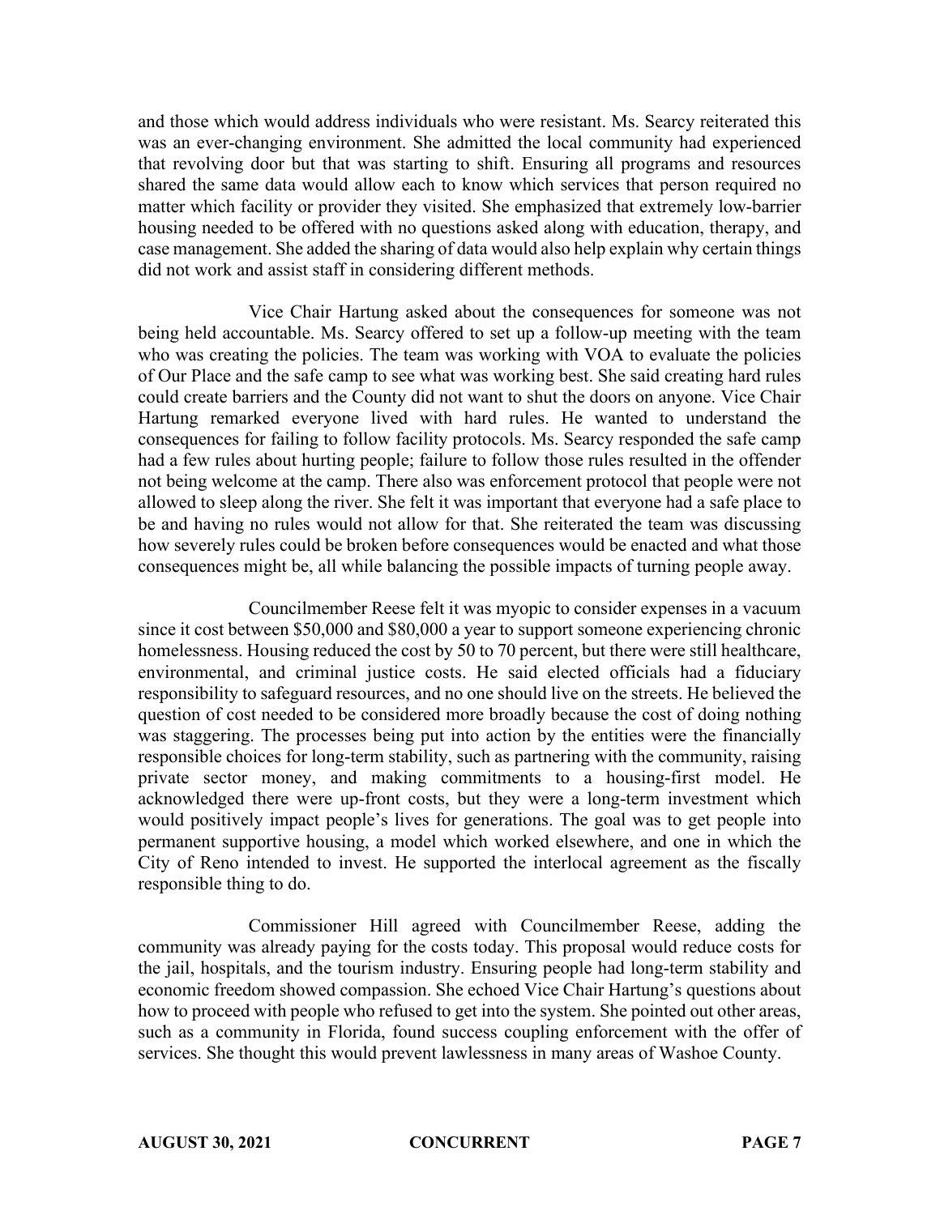and those which would address individuals who were resistant. Ms. Searcy reiterated this was an ever-changing environment. She admitted the local community had experienced that revolving door but that was starting to shift. Ensuring all programs and resources shared the same data would allow each to know which services that person required no matter which facility or provider they visited. She emphasized that extremely low-barrier housing needed to be offered with no questions asked along with education, therapy, and case management. She added the sharing of data would also help explain why certain things did not work and assist staff in considering different methods.

Vice Chair Hartung asked about the consequences for someone was not being held accountable. Ms. Searcy offered to set up a follow-up meeting with the team who was creating the policies. The team was working with VOA to evaluate the policies of Our Place and the safe camp to see what was working best. She said creating hard rules could create barriers and the County did not want to shut the doors on anyone. Vice Chair Hartung remarked everyone lived with hard rules. He wanted to understand the consequences for failing to follow facility protocols. Ms. Searcy responded the safe camp had a few rules about hurting people; failure to follow those rules resulted in the offender not being welcome at the camp. There also was enforcement protocol that people were not allowed to sleep along the river. She felt it was important that everyone had a safe place to be and having no rules would not allow for that. She reiterated the team was discussing how severely rules could be broken before consequences would be enacted and what those consequences might be, all while balancing the possible impacts of turning people away.

Councilmember Reese felt it was myopic to consider expenses in a vacuum since it cost between $50,000 and $80,000 a year to support someone experiencing chronic homelessness. Housing reduced the cost by 50 to 70 percent, but there were still healthcare, environmental, and criminal justice costs. He said elected officials had a fiduciary responsibility to safeguard resources, and no one should live on the streets. He believed the question of cost needed to be considered more broadly because the cost of doing nothing was staggering. The processes being put into action by the entities were the financially responsible choices for long-term stability, such as partnering with the community, raising private sector money, and making commitments to a housing-first model. He acknowledged there were up-front costs, but they were a long-term investment which would positively impact people's lives for generations. The goal was to get people into permanent supportive housing, a model which worked elsewhere, and one in which the City of Reno intended to invest. He supported the interlocal agreement as the fiscally responsible thing to do.

Commissioner Hill agreed with Councilmember Reese, adding the community was already paying for the costs today. This proposal would reduce costs for the jail, hospitals, and the tourism industry. Ensuring people had long-term stability and economic freedom showed compassion. She echoed Vice Chair Hartung's questions about how to proceed with people who refused to get into the system. She pointed out other areas, such as a community in Florida, found success coupling enforcement with the offer of services. She thought this would prevent lawlessness in many areas of Washoe County.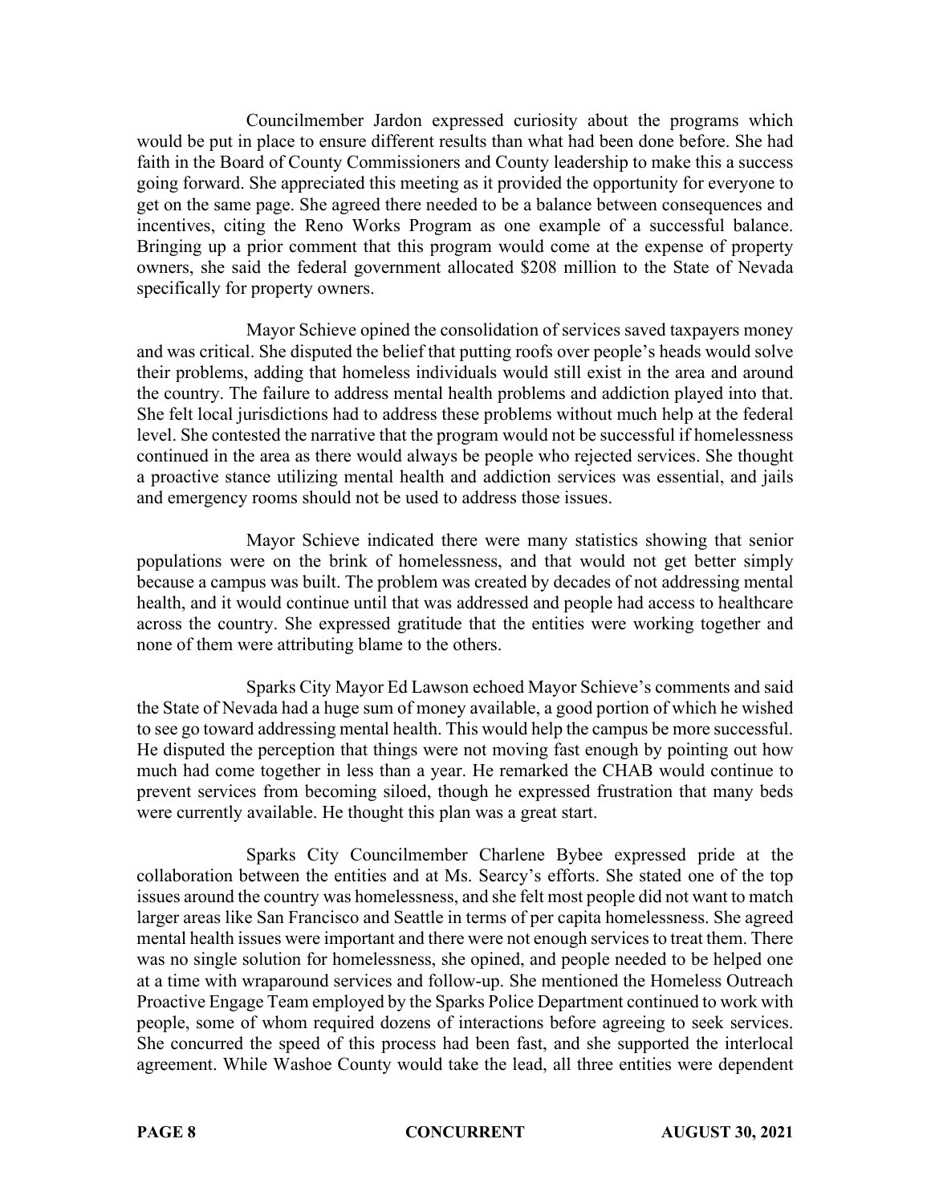Councilmember Jardon expressed curiosity about the programs which would be put in place to ensure different results than what had been done before. She had faith in the Board of County Commissioners and County leadership to make this a success going forward. She appreciated this meeting as it provided the opportunity for everyone to get on the same page. She agreed there needed to be a balance between consequences and incentives, citing the Reno Works Program as one example of a successful balance. Bringing up a prior comment that this program would come at the expense of property owners, she said the federal government allocated $208 million to the State of Nevada specifically for property owners.

Mayor Schieve opined the consolidation of services saved taxpayers money and was critical. She disputed the belief that putting roofs over people's heads would solve their problems, adding that homeless individuals would still exist in the area and around the country. The failure to address mental health problems and addiction played into that. She felt local jurisdictions had to address these problems without much help at the federal level. She contested the narrative that the program would not be successful if homelessness continued in the area as there would always be people who rejected services. She thought a proactive stance utilizing mental health and addiction services was essential, and jails and emergency rooms should not be used to address those issues.

Mayor Schieve indicated there were many statistics showing that senior populations were on the brink of homelessness, and that would not get better simply because a campus was built. The problem was created by decades of not addressing mental health, and it would continue until that was addressed and people had access to healthcare across the country. She expressed gratitude that the entities were working together and none of them were attributing blame to the others.

Sparks City Mayor Ed Lawson echoed Mayor Schieve's comments and said the State of Nevada had a huge sum of money available, a good portion of which he wished to see go toward addressing mental health. This would help the campus be more successful. He disputed the perception that things were not moving fast enough by pointing out how much had come together in less than a year. He remarked the CHAB would continue to prevent services from becoming siloed, though he expressed frustration that many beds were currently available. He thought this plan was a great start.

Sparks City Councilmember Charlene Bybee expressed pride at the collaboration between the entities and at Ms. Searcy's efforts. She stated one of the top issues around the country was homelessness, and she felt most people did not want to match larger areas like San Francisco and Seattle in terms of per capita homelessness. She agreed mental health issues were important and there were not enough services to treat them. There was no single solution for homelessness, she opined, and people needed to be helped one at a time with wraparound services and follow-up. She mentioned the Homeless Outreach Proactive Engage Team employed by the Sparks Police Department continued to work with people, some of whom required dozens of interactions before agreeing to seek services. She concurred the speed of this process had been fast, and she supported the interlocal agreement. While Washoe County would take the lead, all three entities were dependent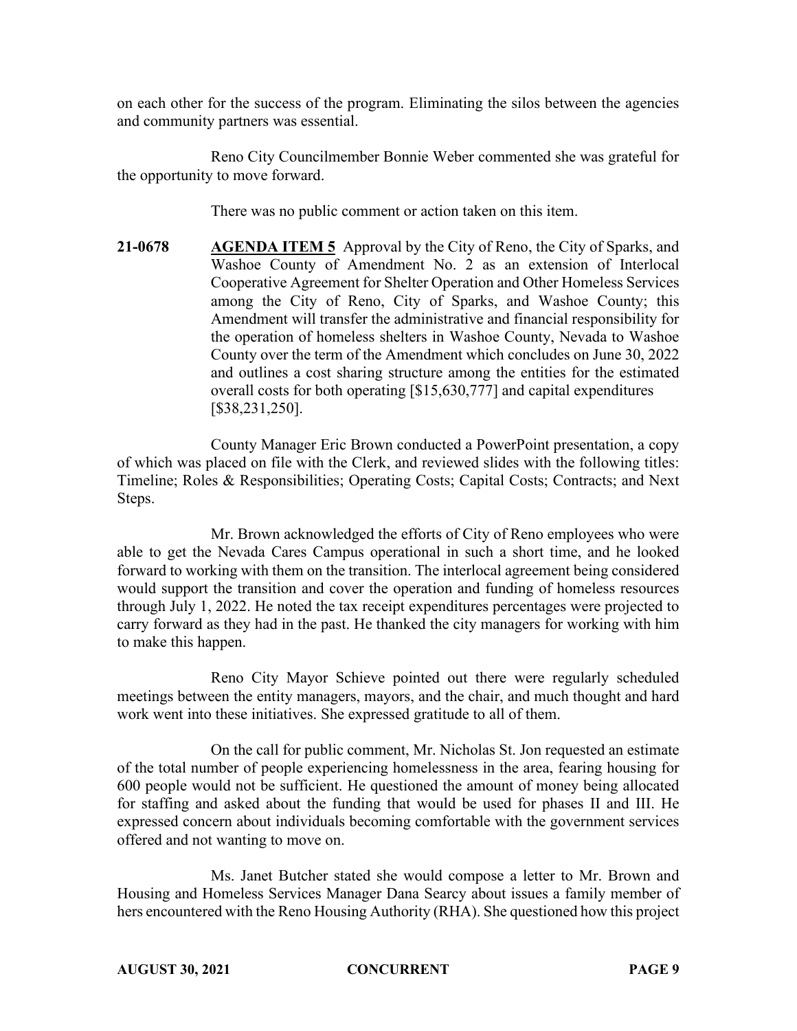on each other for the success of the program. Eliminating the silos between the agencies and community partners was essential.

Reno City Councilmember Bonnie Weber commented she was grateful for the opportunity to move forward.

There was no public comment or action taken on this item.

**21-0678** **AGENDA ITEM 5** Approval by the City of Reno, the City of Sparks, and Washoe County of Amendment No. 2 as an extension of Interlocal Cooperative Agreement for Shelter Operation and Other Homeless Services among the City of Reno, City of Sparks, and Washoe County; this Amendment will transfer the administrative and financial responsibility for the operation of homeless shelters in Washoe County, Nevada to Washoe County over the term of the Amendment which concludes on June 30, 2022 and outlines a cost sharing structure among the entities for the estimated overall costs for both operating [$15,630,777] and capital expenditures [$38,231,250].

County Manager Eric Brown conducted a PowerPoint presentation, a copy of which was placed on file with the Clerk, and reviewed slides with the following titles: Timeline; Roles & Responsibilities; Operating Costs; Capital Costs; Contracts; and Next Steps.

Mr. Brown acknowledged the efforts of City of Reno employees who were able to get the Nevada Cares Campus operational in such a short time, and he looked forward to working with them on the transition. The interlocal agreement being considered would support the transition and cover the operation and funding of homeless resources through July 1, 2022. He noted the tax receipt expenditures percentages were projected to carry forward as they had in the past. He thanked the city managers for working with him to make this happen.

Reno City Mayor Schieve pointed out there were regularly scheduled meetings between the entity managers, mayors, and the chair, and much thought and hard work went into these initiatives. She expressed gratitude to all of them.

On the call for public comment, Mr. Nicholas St. Jon requested an estimate of the total number of people experiencing homelessness in the area, fearing housing for 600 people would not be sufficient. He questioned the amount of money being allocated for staffing and asked about the funding that would be used for phases II and III. He expressed concern about individuals becoming comfortable with the government services offered and not wanting to move on.

Ms. Janet Butcher stated she would compose a letter to Mr. Brown and Housing and Homeless Services Manager Dana Searcy about issues a family member of hers encountered with the Reno Housing Authority (RHA). She questioned how this project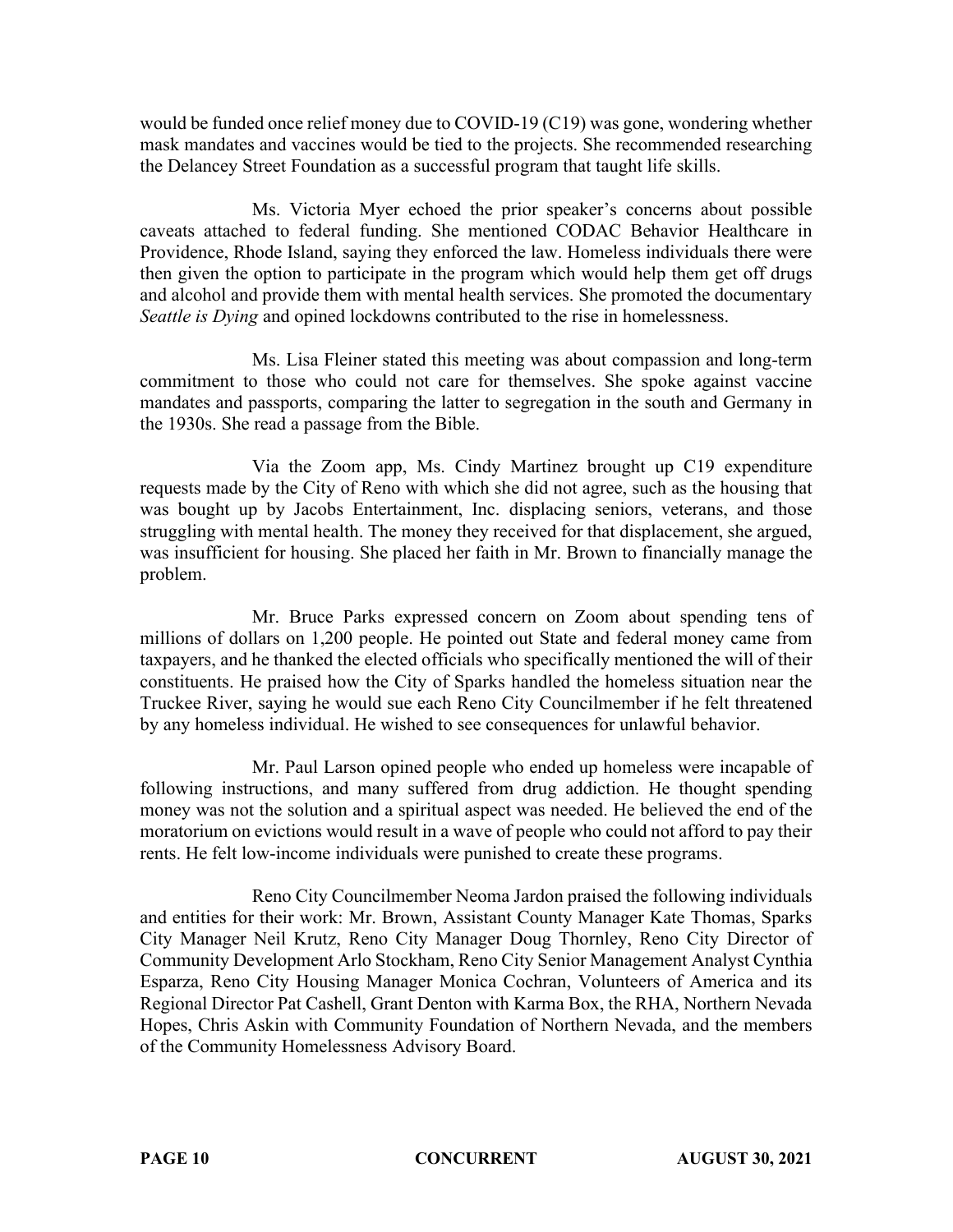would be funded once relief money due to COVID-19 (C19) was gone, wondering whether mask mandates and vaccines would be tied to the projects. She recommended researching the Delancey Street Foundation as a successful program that taught life skills.

Ms. Victoria Myer echoed the prior speaker's concerns about possible caveats attached to federal funding. She mentioned CODAC Behavior Healthcare in Providence, Rhode Island, saying they enforced the law. Homeless individuals there were then given the option to participate in the program which would help them get off drugs and alcohol and provide them with mental health services. She promoted the documentary *Seattle is Dying* and opined lockdowns contributed to the rise in homelessness.

Ms. Lisa Fleiner stated this meeting was about compassion and long-term commitment to those who could not care for themselves. She spoke against vaccine mandates and passports, comparing the latter to segregation in the south and Germany in the 1930s. She read a passage from the Bible.

Via the Zoom app, Ms. Cindy Martinez brought up C19 expenditure requests made by the City of Reno with which she did not agree, such as the housing that was bought up by Jacobs Entertainment, Inc. displacing seniors, veterans, and those struggling with mental health. The money they received for that displacement, she argued, was insufficient for housing. She placed her faith in Mr. Brown to financially manage the problem.

Mr. Bruce Parks expressed concern on Zoom about spending tens of millions of dollars on 1,200 people. He pointed out State and federal money came from taxpayers, and he thanked the elected officials who specifically mentioned the will of their constituents. He praised how the City of Sparks handled the homeless situation near the Truckee River, saying he would sue each Reno City Councilmember if he felt threatened by any homeless individual. He wished to see consequences for unlawful behavior.

Mr. Paul Larson opined people who ended up homeless were incapable of following instructions, and many suffered from drug addiction. He thought spending money was not the solution and a spiritual aspect was needed. He believed the end of the moratorium on evictions would result in a wave of people who could not afford to pay their rents. He felt low-income individuals were punished to create these programs.

Reno City Councilmember Neoma Jardon praised the following individuals and entities for their work: Mr. Brown, Assistant County Manager Kate Thomas, Sparks City Manager Neil Krutz, Reno City Manager Doug Thornley, Reno City Director of Community Development Arlo Stockham, Reno City Senior Management Analyst Cynthia Esparza, Reno City Housing Manager Monica Cochran, Volunteers of America and its Regional Director Pat Cashell, Grant Denton with Karma Box, the RHA, Northern Nevada Hopes, Chris Askin with Community Foundation of Northern Nevada, and the members of the Community Homelessness Advisory Board.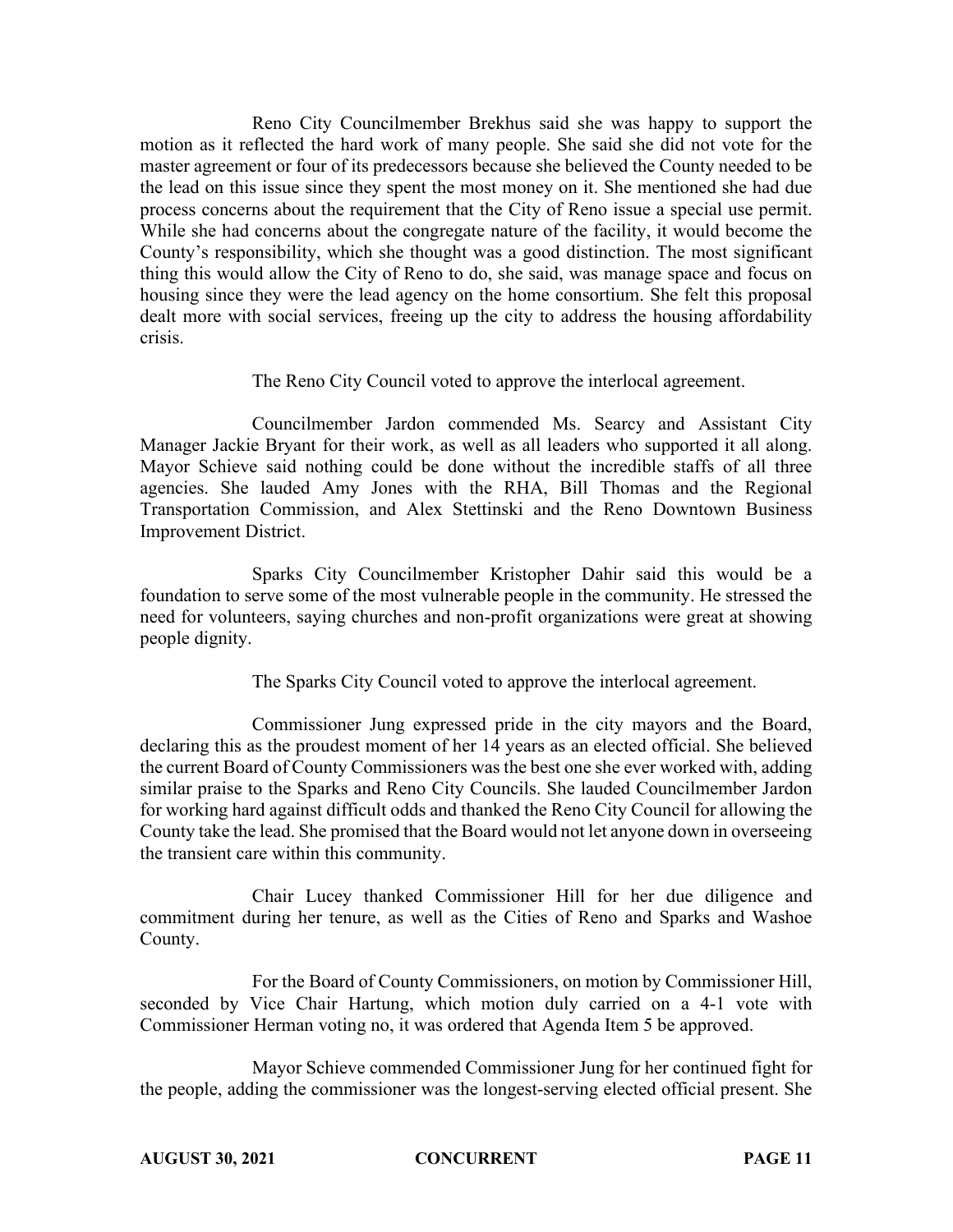Reno City Councilmember Brekhus said she was happy to support the motion as it reflected the hard work of many people. She said she did not vote for the master agreement or four of its predecessors because she believed the County needed to be the lead on this issue since they spent the most money on it. She mentioned she had due process concerns about the requirement that the City of Reno issue a special use permit. While she had concerns about the congregate nature of the facility, it would become the County's responsibility, which she thought was a good distinction. The most significant thing this would allow the City of Reno to do, she said, was manage space and focus on housing since they were the lead agency on the home consortium. She felt this proposal dealt more with social services, freeing up the city to address the housing affordability crisis.

The Reno City Council voted to approve the interlocal agreement.

Councilmember Jardon commended Ms. Searcy and Assistant City Manager Jackie Bryant for their work, as well as all leaders who supported it all along. Mayor Schieve said nothing could be done without the incredible staffs of all three agencies. She lauded Amy Jones with the RHA, Bill Thomas and the Regional Transportation Commission, and Alex Stettinski and the Reno Downtown Business Improvement District.

Sparks City Councilmember Kristopher Dahir said this would be a foundation to serve some of the most vulnerable people in the community. He stressed the need for volunteers, saying churches and non-profit organizations were great at showing people dignity.

The Sparks City Council voted to approve the interlocal agreement.

Commissioner Jung expressed pride in the city mayors and the Board, declaring this as the proudest moment of her 14 years as an elected official. She believed the current Board of County Commissioners was the best one she ever worked with, adding similar praise to the Sparks and Reno City Councils. She lauded Councilmember Jardon for working hard against difficult odds and thanked the Reno City Council for allowing the County take the lead. She promised that the Board would not let anyone down in overseeing the transient care within this community.

Chair Lucey thanked Commissioner Hill for her due diligence and commitment during her tenure, as well as the Cities of Reno and Sparks and Washoe County.

For the Board of County Commissioners, on motion by Commissioner Hill, seconded by Vice Chair Hartung, which motion duly carried on a 4-1 vote with Commissioner Herman voting no, it was ordered that Agenda Item 5 be approved.

Mayor Schieve commended Commissioner Jung for her continued fight for the people, adding the commissioner was the longest-serving elected official present. She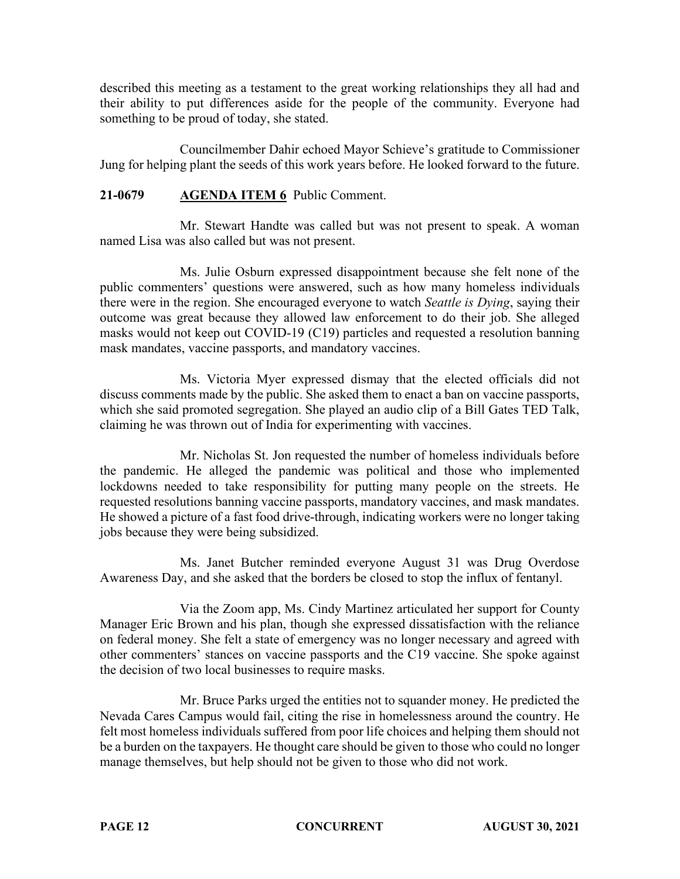described this meeting as a testament to the great working relationships they all had and their ability to put differences aside for the people of the community. Everyone had something to be proud of today, she stated.

Councilmember Dahir echoed Mayor Schieve's gratitude to Commissioner Jung for helping plant the seeds of this work years before. He looked forward to the future.

**21-0679 AGENDA ITEM 6** Public Comment.

Mr. Stewart Handte was called but was not present to speak. A woman named Lisa was also called but was not present.

Ms. Julie Osburn expressed disappointment because she felt none of the public commenters' questions were answered, such as how many homeless individuals there were in the region. She encouraged everyone to watch *Seattle is Dying*, saying their outcome was great because they allowed law enforcement to do their job. She alleged masks would not keep out COVID-19 (C19) particles and requested a resolution banning mask mandates, vaccine passports, and mandatory vaccines.

Ms. Victoria Myer expressed dismay that the elected officials did not discuss comments made by the public. She asked them to enact a ban on vaccine passports, which she said promoted segregation. She played an audio clip of a Bill Gates TED Talk, claiming he was thrown out of India for experimenting with vaccines.

Mr. Nicholas St. Jon requested the number of homeless individuals before the pandemic. He alleged the pandemic was political and those who implemented lockdowns needed to take responsibility for putting many people on the streets. He requested resolutions banning vaccine passports, mandatory vaccines, and mask mandates. He showed a picture of a fast food drive-through, indicating workers were no longer taking jobs because they were being subsidized.

Ms. Janet Butcher reminded everyone August 31 was Drug Overdose Awareness Day, and she asked that the borders be closed to stop the influx of fentanyl.

Via the Zoom app, Ms. Cindy Martinez articulated her support for County Manager Eric Brown and his plan, though she expressed dissatisfaction with the reliance on federal money. She felt a state of emergency was no longer necessary and agreed with other commenters' stances on vaccine passports and the C19 vaccine. She spoke against the decision of two local businesses to require masks.

Mr. Bruce Parks urged the entities not to squander money. He predicted the Nevada Cares Campus would fail, citing the rise in homelessness around the country. He felt most homeless individuals suffered from poor life choices and helping them should not be a burden on the taxpayers. He thought care should be given to those who could no longer manage themselves, but help should not be given to those who did not work.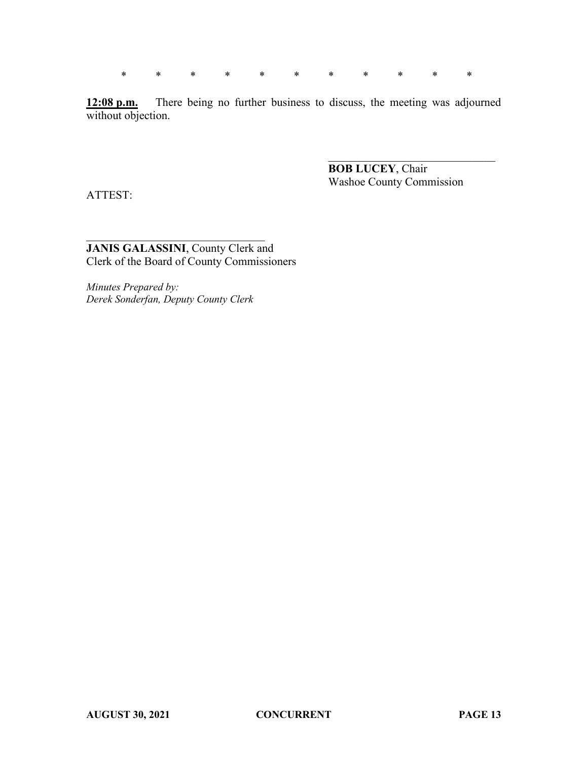\* \* \* \* \* \* \* \* \* \* \*

**12:08 p.m.** There being no further business to discuss, the meeting was adjourned without objection.

\_\_\_\_\_\_\_\_\_\_\_\_\_\_\_\_\_\_\_\_\_\_\_\_\_\_\_\_\_\_
**BOB LUCEY**, Chair
Washoe County Commission

ATTEST:

\_\_\_\_\_\_\_\_\_\_\_\_\_\_\_\_\_\_\_\_\_\_\_\_\_\_\_\_\_\_
**JANIS GALASSINI**, County Clerk and
Clerk of the Board of County Commissioners

*Minutes Prepared by:*
*Derek Sonderfan, Deputy County Clerk*